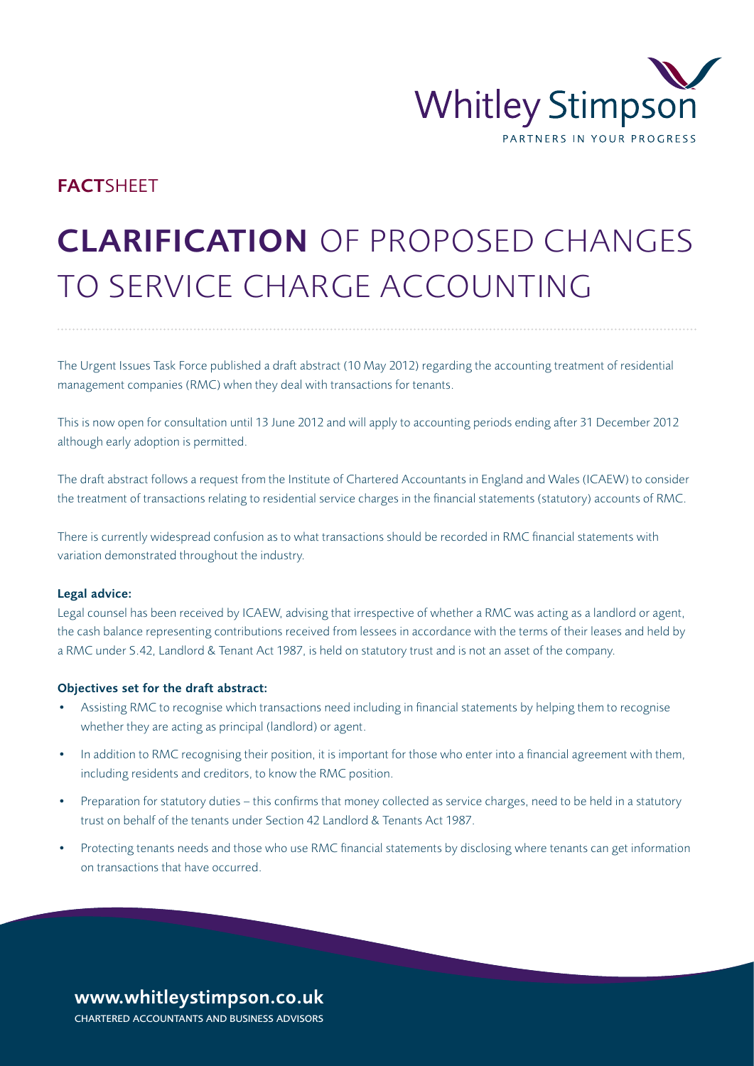Whitley Stimpson

PARTNERS IN YOUR PROGRESS

**FACT**SHEET

# **CLARIFICATION** OF PROPOSED CHANGES TO SERVICE CHARGE ACCOUNTING

The Urgent Issues Task Force published a draft abstract (10 May 2012) regarding the accounting treatment of residential management companies (RMC) when they deal with transactions for tenants.

This is now open for consultation until 13 June 2012 and will apply to accounting periods ending after 31 December 2012 although early adoption is permitted.

The draft abstract follows a request from the Institute of Chartered Accountants in England and Wales (ICAEW) to consider the treatment of transactions relating to residential service charges in the financial statements (statutory) accounts of RMC.

There is currently widespread confusion as to what transactions should be recorded in RMC financial statements with variation demonstrated throughout the industry.

**Legal advice:**

Legal counsel has been received by ICAEW, advising that irrespective of whether a RMC was acting as a landlord or agent, the cash balance representing contributions received from lessees in accordance with the terms of their leases and held by a RMC under S.42, Landlord & Tenant Act 1987, is held on statutory trust and is not an asset of the company.

**Objectives set for the draft abstract:**

- Assisting RMC to recognise which transactions need including in financial statements by helping them to recognise whether they are acting as principal (landlord) or agent.
- In addition to RMC recognising their position, it is important for those who enter into a financial agreement with them, including residents and creditors, to know the RMC position.
- Preparation for statutory duties – this confirms that money collected as service charges, need to be held in a statutory trust on behalf of the tenants under Section 42 Landlord & Tenants Act 1987.
- Protecting tenants needs and those who use RMC financial statements by disclosing where tenants can get information on transactions that have occurred.

**www.whitleystimpson.co.uk**

CHARTERED ACCOUNTANTS AND BUSINESS ADVISORS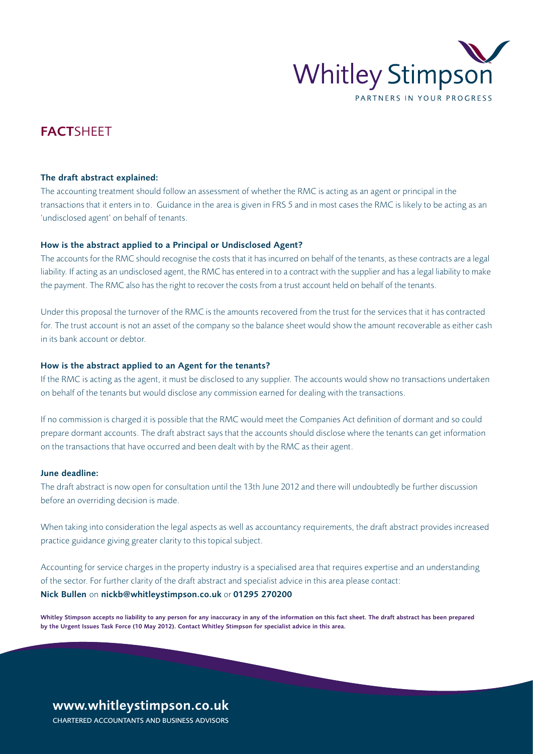Whitley Stimpson

PARTNERS IN YOUR PROGRESS

# **FACT**SHEET

### The draft abstract explained:

The accounting treatment should follow an assessment of whether the RMC is acting as an agent or principal in the transactions that it enters in to. Guidance in the area is given in FRS 5 and in most cases the RMC is likely to be acting as an 'undisclosed agent' on behalf of tenants.

### How is the abstract applied to a Principal or Undisclosed Agent?

The accounts for the RMC should recognise the costs that it has incurred on behalf of the tenants, as these contracts are a legal liability. If acting as an undisclosed agent, the RMC has entered in to a contract with the supplier and has a legal liability to make the payment. The RMC also has the right to recover the costs from a trust account held on behalf of the tenants.

Under this proposal the turnover of the RMC is the amounts recovered from the trust for the services that it has contracted for. The trust account is not an asset of the company so the balance sheet would show the amount recoverable as either cash in its bank account or debtor.

### How is the abstract applied to an Agent for the tenants?

If the RMC is acting as the agent, it must be disclosed to any supplier. The accounts would show no transactions undertaken on behalf of the tenants but would disclose any commission earned for dealing with the transactions.

If no commission is charged it is possible that the RMC would meet the Companies Act definition of dormant and so could prepare dormant accounts. The draft abstract says that the accounts should disclose where the tenants can get information on the transactions that have occurred and been dealt with by the RMC as their agent.

### June deadline:

The draft abstract is now open for consultation until the 13th June 2012 and there will undoubtedly be further discussion before an overriding decision is made.

When taking into consideration the legal aspects as well as accountancy requirements, the draft abstract provides increased practice guidance giving greater clarity to this topical subject.

Accounting for service charges in the property industry is a specialised area that requires expertise and an understanding of the sector. For further clarity of the draft abstract and specialist advice in this area please contact:
**Nick Bullen** on **nickb@whitleystimpson.co.uk** or **01295 270200**

**Whitley Stimpson accepts no liability to any person for any inaccuracy in any of the information on this fact sheet. The draft abstract has been prepared by the Urgent Issues Task Force (10 May 2012). Contact Whitley Stimpson for specialist advice in this area.**

**www.whitleystimpson.co.uk**

CHARTERED ACCOUNTANTS AND BUSINESS ADVISORS